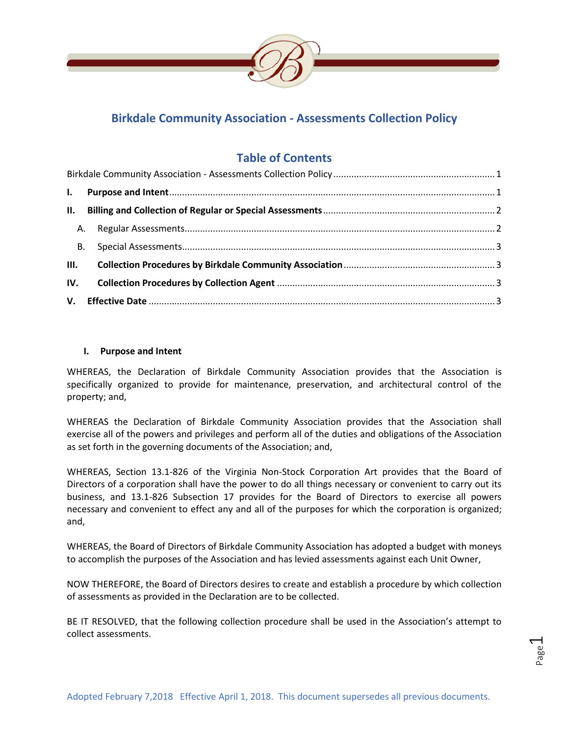# Birkdale Community Association - Assessments Collection Policy

## Table of Contents

Birkdale Community Association - Assessments Collection Policy .......... 1

**I. Purpose and Intent** .......... 1

**II. Billing and Collection of Regular or Special Assessments** .......... 2

A. Regular Assessments .......... 2

B. Special Assessments .......... 3

**III. Collection Procedures by Birkdale Community Association** .......... 3

**IV. Collection Procedures by Collection Agent** .......... 3

**V. Effective Date** .......... 3

## I. Purpose and Intent

WHEREAS, the Declaration of Birkdale Community Association provides that the Association is specifically organized to provide for maintenance, preservation, and architectural control of the property; and,

WHEREAS the Declaration of Birkdale Community Association provides that the Association shall exercise all of the powers and privileges and perform all of the duties and obligations of the Association as set forth in the governing documents of the Association; and,

WHEREAS, Section 13.1-826 of the Virginia Non-Stock Corporation Art provides that the Board of Directors of a corporation shall have the power to do all things necessary or convenient to carry out its business, and 13.1-826 Subsection 17 provides for the Board of Directors to exercise all powers necessary and convenient to effect any and all of the purposes for which the corporation is organized; and,

WHEREAS, the Board of Directors of Birkdale Community Association has adopted a budget with moneys to accomplish the purposes of the Association and has levied assessments against each Unit Owner,

NOW THEREFORE, the Board of Directors desires to create and establish a procedure by which collection of assessments as provided in the Declaration are to be collected.

BE IT RESOLVED, that the following collection procedure shall be used in the Association's attempt to collect assessments.

Adopted February 7,2018 Effective April 1, 2018. This document supersedes all previous documents.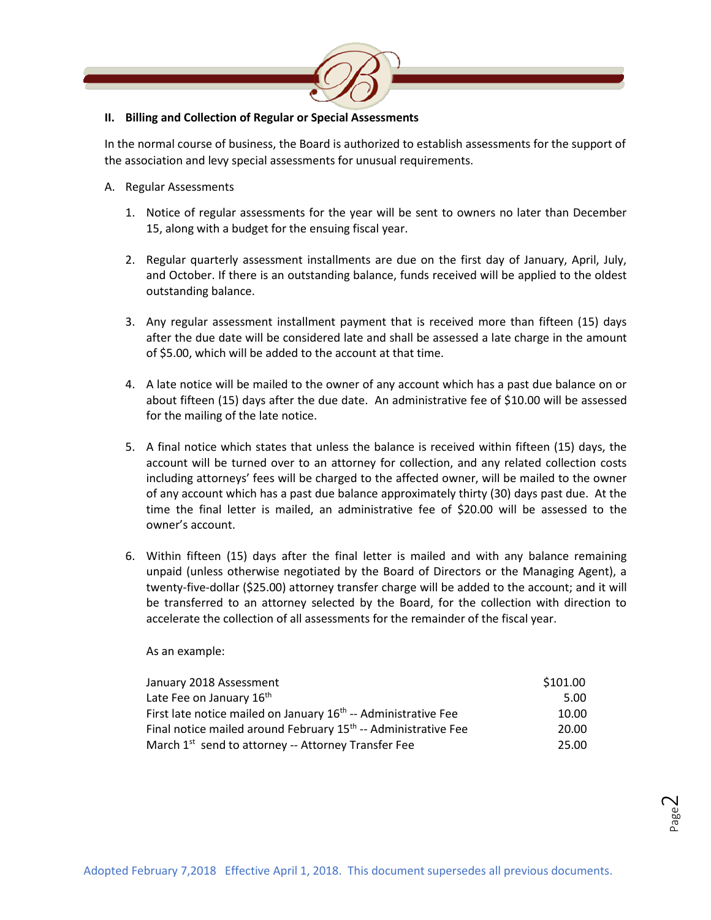## II. Billing and Collection of Regular or Special Assessments

In the normal course of business, the Board is authorized to establish assessments for the support of the association and levy special assessments for unusual requirements.

A. Regular Assessments

1. Notice of regular assessments for the year will be sent to owners no later than December 15, along with a budget for the ensuing fiscal year.

2. Regular quarterly assessment installments are due on the first day of January, April, July, and October. If there is an outstanding balance, funds received will be applied to the oldest outstanding balance.

3. Any regular assessment installment payment that is received more than fifteen (15) days after the due date will be considered late and shall be assessed a late charge in the amount of $5.00, which will be added to the account at that time.

4. A late notice will be mailed to the owner of any account which has a past due balance on or about fifteen (15) days after the due date. An administrative fee of $10.00 will be assessed for the mailing of the late notice.

5. A final notice which states that unless the balance is received within fifteen (15) days, the account will be turned over to an attorney for collection, and any related collection costs including attorneys' fees will be charged to the affected owner, will be mailed to the owner of any account which has a past due balance approximately thirty (30) days past due. At the time the final letter is mailed, an administrative fee of $20.00 will be assessed to the owner's account.

6. Within fifteen (15) days after the final letter is mailed and with any balance remaining unpaid (unless otherwise negotiated by the Board of Directors or the Managing Agent), a twenty-five-dollar ($25.00) attorney transfer charge will be added to the account; and it will be transferred to an attorney selected by the Board, for the collection with direction to accelerate the collection of all assessments for the remainder of the fiscal year.

   As an example:

   | | |
   |---|---:|
   | January 2018 Assessment | $101.00 |
   | Late Fee on January 16th | 5.00 |
   | First late notice mailed on January 16th -- Administrative Fee | 10.00 |
   | Final notice mailed around February 15th -- Administrative Fee | 20.00 |
   | March 1st send to attorney -- Attorney Transfer Fee | 25.00 |

Adopted February 7,2018 Effective April 1, 2018. This document supersedes all previous documents.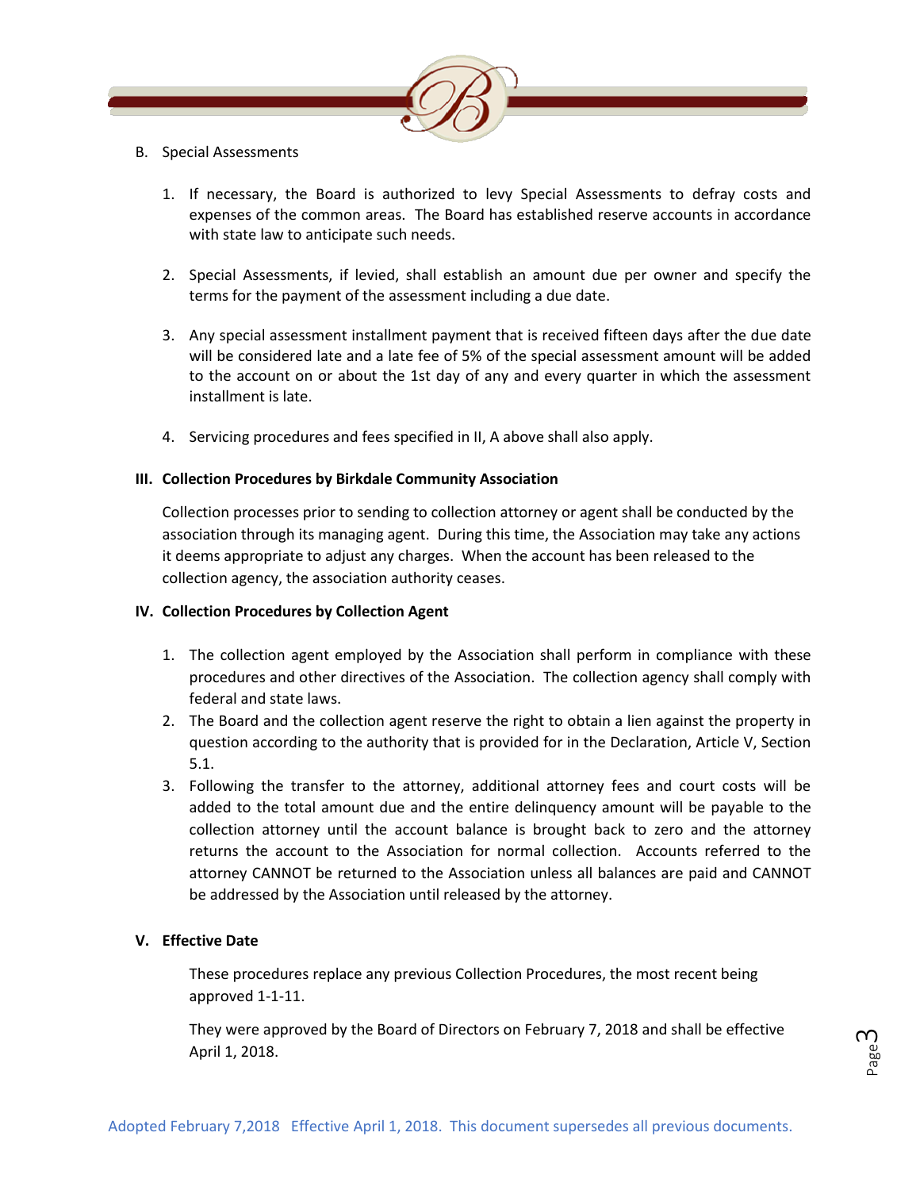B. Special Assessments

1. If necessary, the Board is authorized to levy Special Assessments to defray costs and expenses of the common areas. The Board has established reserve accounts in accordance with state law to anticipate such needs.

2. Special Assessments, if levied, shall establish an amount due per owner and specify the terms for the payment of the assessment including a due date.

3. Any special assessment installment payment that is received fifteen days after the due date will be considered late and a late fee of 5% of the special assessment amount will be added to the account on or about the 1st day of any and every quarter in which the assessment installment is late.

4. Servicing procedures and fees specified in II, A above shall also apply.

## III. Collection Procedures by Birkdale Community Association

Collection processes prior to sending to collection attorney or agent shall be conducted by the association through its managing agent. During this time, the Association may take any actions it deems appropriate to adjust any charges. When the account has been released to the collection agency, the association authority ceases.

## IV. Collection Procedures by Collection Agent

1. The collection agent employed by the Association shall perform in compliance with these procedures and other directives of the Association. The collection agency shall comply with federal and state laws.
2. The Board and the collection agent reserve the right to obtain a lien against the property in question according to the authority that is provided for in the Declaration, Article V, Section 5.1.
3. Following the transfer to the attorney, additional attorney fees and court costs will be added to the total amount due and the entire delinquency amount will be payable to the collection attorney until the account balance is brought back to zero and the attorney returns the account to the Association for normal collection. Accounts referred to the attorney CANNOT be returned to the Association unless all balances are paid and CANNOT be addressed by the Association until released by the attorney.

## V. Effective Date

These procedures replace any previous Collection Procedures, the most recent being approved 1-1-11.

They were approved by the Board of Directors on February 7, 2018 and shall be effective April 1, 2018.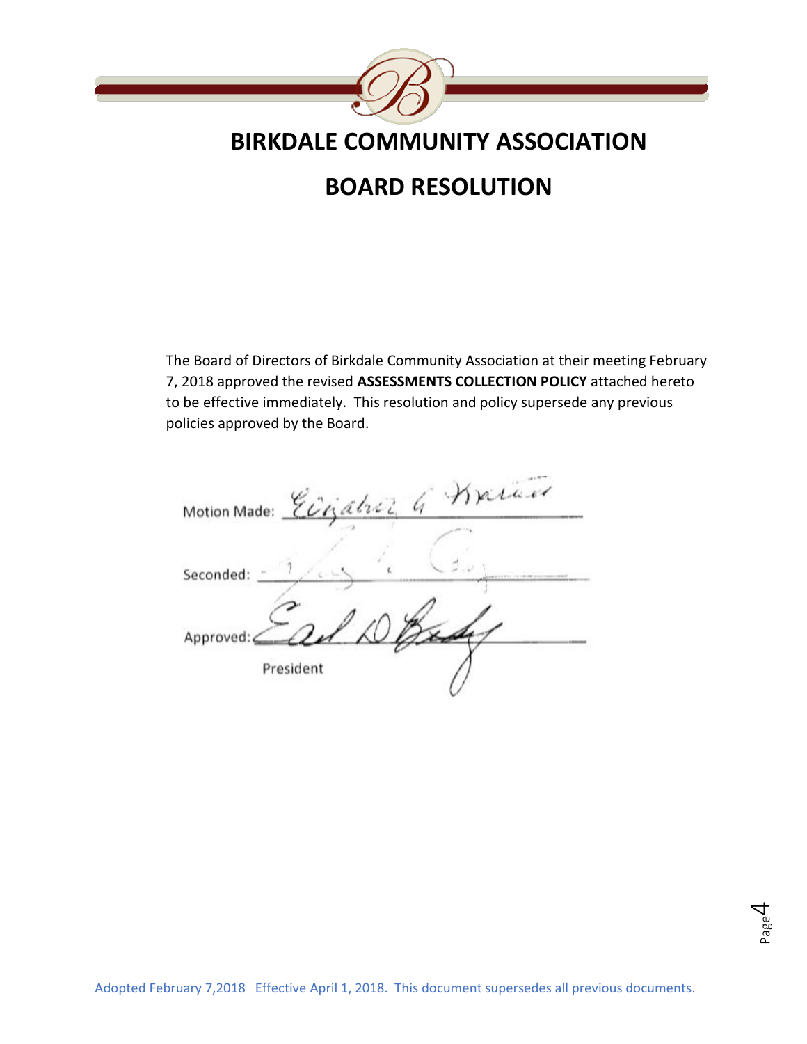# BIRKDALE COMMUNITY ASSOCIATION

## BOARD RESOLUTION

The Board of Directors of Birkdale Community Association at their meeting February 7, 2018 approved the revised **ASSESSMENTS COLLECTION POLICY** attached hereto to be effective immediately. This resolution and policy supersede any previous policies approved by the Board.

Motion Made: Elizabeth G Kraus

Seconded: ______________________

Approved: Earl D Bady
President

Adopted February 7,2018 Effective April 1, 2018. This document supersedes all previous documents.